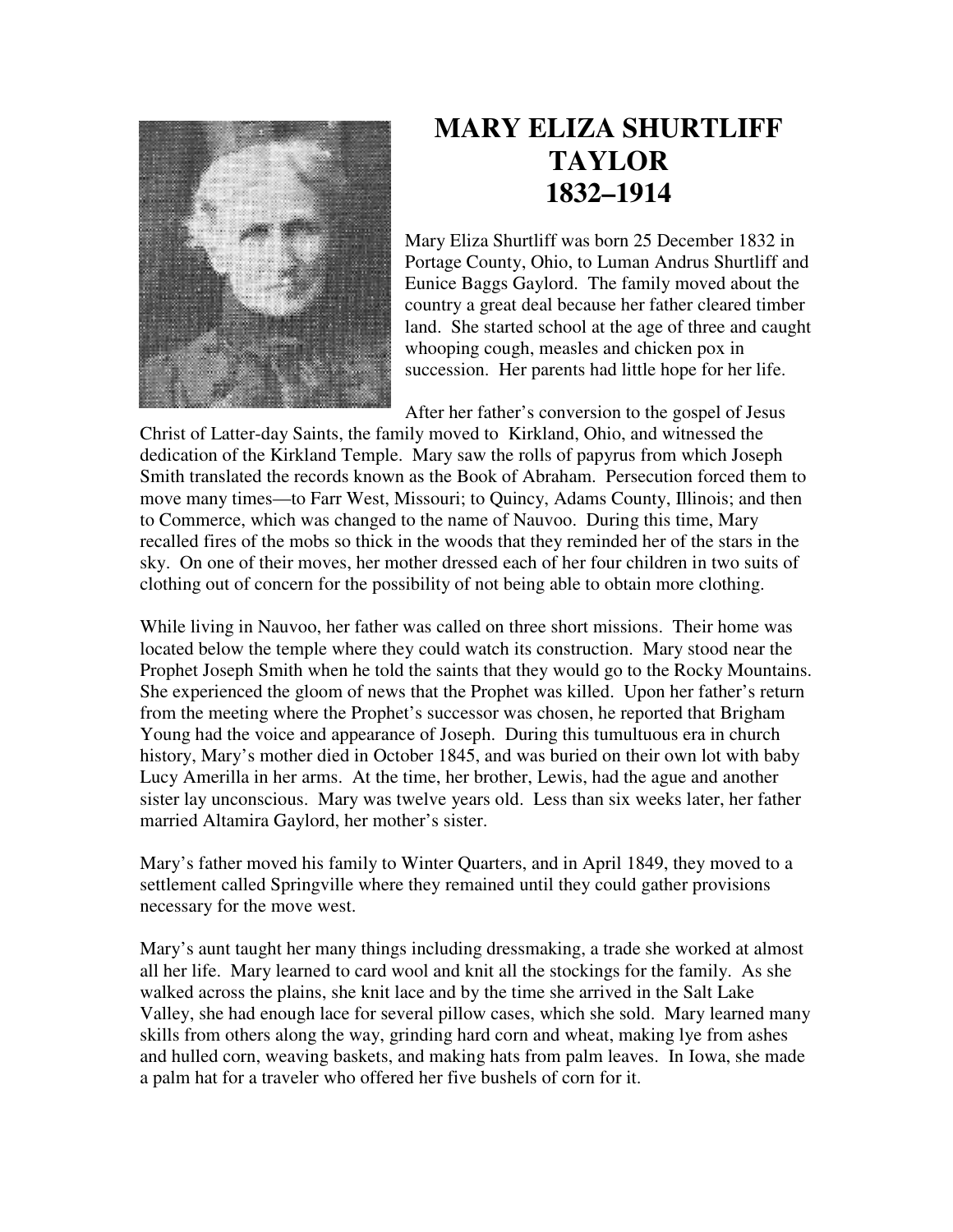# MARY ELIZA SHURTLIFF TAYLOR 1832–1914

Mary Eliza Shurtliff was born 25 December 1832 in Portage County, Ohio, to Luman Andrus Shurtliff and Eunice Baggs Gaylord. The family moved about the country a great deal because her father cleared timber land. She started school at the age of three and caught whooping cough, measles and chicken pox in succession. Her parents had little hope for her life.

After her father's conversion to the gospel of Jesus Christ of Latter-day Saints, the family moved to Kirkland, Ohio, and witnessed the dedication of the Kirkland Temple. Mary saw the rolls of papyrus from which Joseph Smith translated the records known as the Book of Abraham. Persecution forced them to move many times—to Farr West, Missouri; to Quincy, Adams County, Illinois; and then to Commerce, which was changed to the name of Nauvoo. During this time, Mary recalled fires of the mobs so thick in the woods that they reminded her of the stars in the sky. On one of their moves, her mother dressed each of her four children in two suits of clothing out of concern for the possibility of not being able to obtain more clothing.

While living in Nauvoo, her father was called on three short missions. Their home was located below the temple where they could watch its construction. Mary stood near the Prophet Joseph Smith when he told the saints that they would go to the Rocky Mountains. She experienced the gloom of news that the Prophet was killed. Upon her father's return from the meeting where the Prophet's successor was chosen, he reported that Brigham Young had the voice and appearance of Joseph. During this tumultuous era in church history, Mary's mother died in October 1845, and was buried on their own lot with baby Lucy Amerilla in her arms. At the time, her brother, Lewis, had the ague and another sister lay unconscious. Mary was twelve years old. Less than six weeks later, her father married Altamira Gaylord, her mother's sister.

Mary's father moved his family to Winter Quarters, and in April 1849, they moved to a settlement called Springville where they remained until they could gather provisions necessary for the move west.

Mary's aunt taught her many things including dressmaking, a trade she worked at almost all her life. Mary learned to card wool and knit all the stockings for the family. As she walked across the plains, she knit lace and by the time she arrived in the Salt Lake Valley, she had enough lace for several pillow cases, which she sold. Mary learned many skills from others along the way, grinding hard corn and wheat, making lye from ashes and hulled corn, weaving baskets, and making hats from palm leaves. In Iowa, she made a palm hat for a traveler who offered her five bushels of corn for it.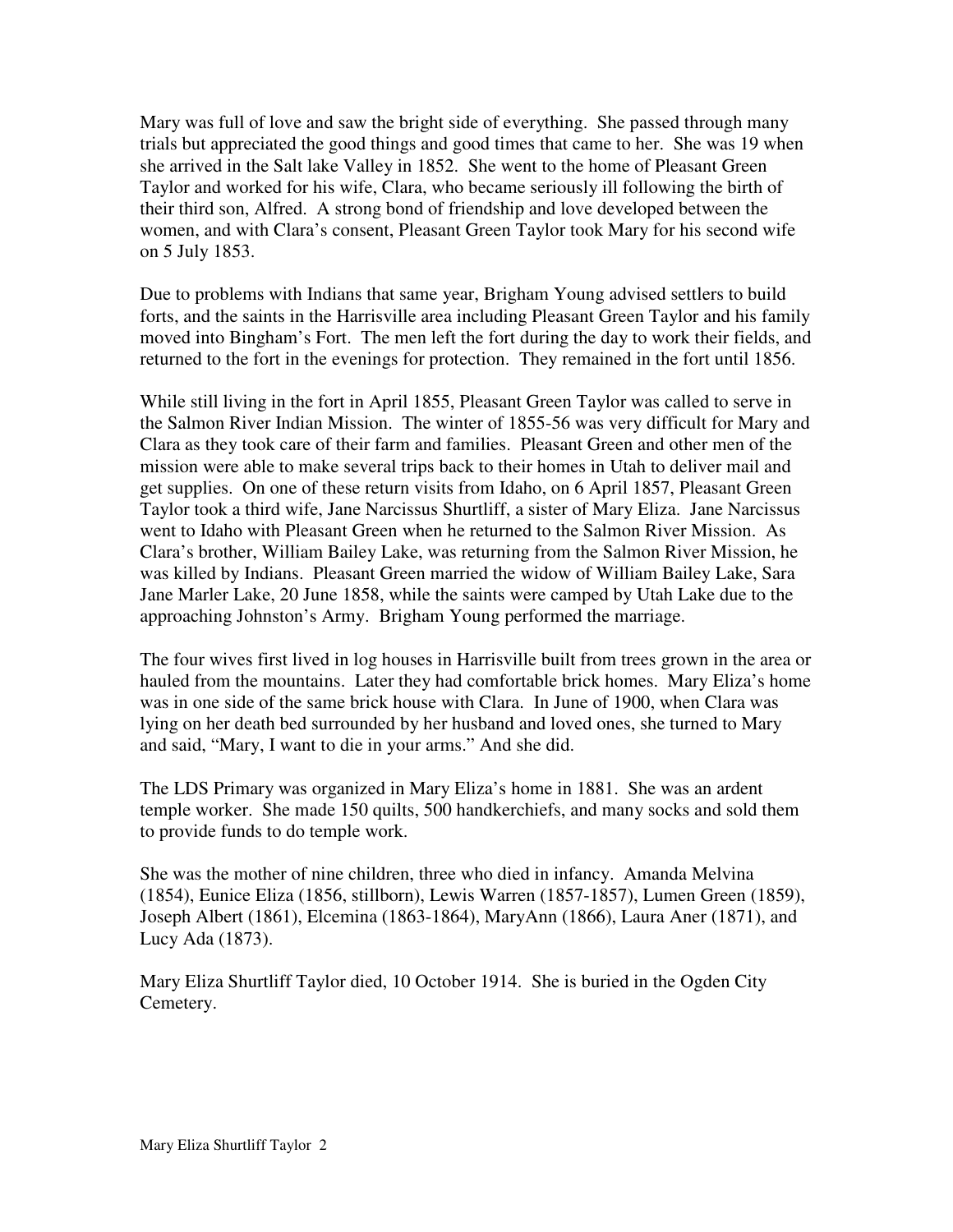Mary was full of love and saw the bright side of everything. She passed through many trials but appreciated the good things and good times that came to her. She was 19 when she arrived in the Salt lake Valley in 1852. She went to the home of Pleasant Green Taylor and worked for his wife, Clara, who became seriously ill following the birth of their third son, Alfred. A strong bond of friendship and love developed between the women, and with Clara's consent, Pleasant Green Taylor took Mary for his second wife on 5 July 1853.

Due to problems with Indians that same year, Brigham Young advised settlers to build forts, and the saints in the Harrisville area including Pleasant Green Taylor and his family moved into Bingham's Fort. The men left the fort during the day to work their fields, and returned to the fort in the evenings for protection. They remained in the fort until 1856.

While still living in the fort in April 1855, Pleasant Green Taylor was called to serve in the Salmon River Indian Mission. The winter of 1855-56 was very difficult for Mary and Clara as they took care of their farm and families. Pleasant Green and other men of the mission were able to make several trips back to their homes in Utah to deliver mail and get supplies. On one of these return visits from Idaho, on 6 April 1857, Pleasant Green Taylor took a third wife, Jane Narcissus Shurtliff, a sister of Mary Eliza. Jane Narcissus went to Idaho with Pleasant Green when he returned to the Salmon River Mission. As Clara's brother, William Bailey Lake, was returning from the Salmon River Mission, he was killed by Indians. Pleasant Green married the widow of William Bailey Lake, Sara Jane Marler Lake, 20 June 1858, while the saints were camped by Utah Lake due to the approaching Johnston's Army. Brigham Young performed the marriage.

The four wives first lived in log houses in Harrisville built from trees grown in the area or hauled from the mountains. Later they had comfortable brick homes. Mary Eliza's home was in one side of the same brick house with Clara. In June of 1900, when Clara was lying on her death bed surrounded by her husband and loved ones, she turned to Mary and said, "Mary, I want to die in your arms." And she did.

The LDS Primary was organized in Mary Eliza's home in 1881. She was an ardent temple worker. She made 150 quilts, 500 handkerchiefs, and many socks and sold them to provide funds to do temple work.

She was the mother of nine children, three who died in infancy. Amanda Melvina (1854), Eunice Eliza (1856, stillborn), Lewis Warren (1857-1857), Lumen Green (1859), Joseph Albert (1861), Elcemina (1863-1864), MaryAnn (1866), Laura Aner (1871), and Lucy Ada (1873).

Mary Eliza Shurtliff Taylor died, 10 October 1914. She is buried in the Ogden City Cemetery.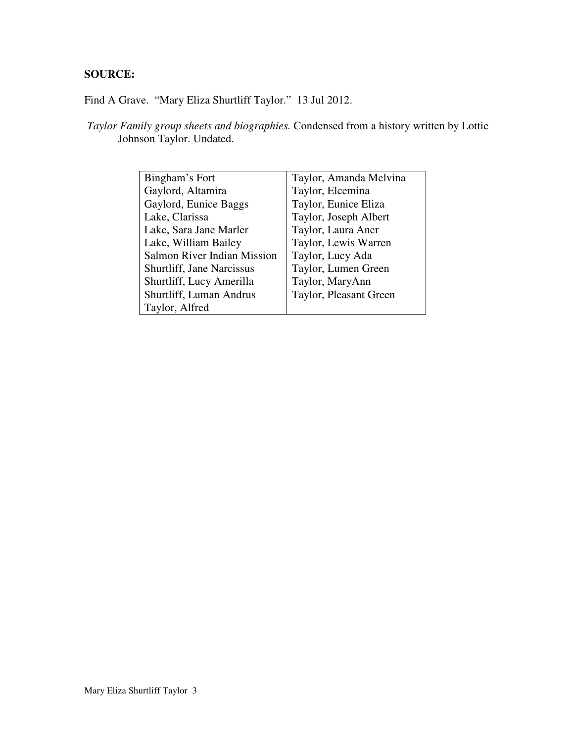**SOURCE:**

Find A Grave. "Mary Eliza Shurtliff Taylor." 13 Jul 2012.

*Taylor Family group sheets and biographies.* Condensed from a history written by Lottie Johnson Taylor. Undated.

| | |
|---|---|
| Bingham's Fort | Taylor, Amanda Melvina |
| Gaylord, Altamira | Taylor, Elcemina |
| Gaylord, Eunice Baggs | Taylor, Eunice Eliza |
| Lake, Clarissa | Taylor, Joseph Albert |
| Lake, Sara Jane Marler | Taylor, Laura Aner |
| Lake, William Bailey | Taylor, Lewis Warren |
| Salmon River Indian Mission | Taylor, Lucy Ada |
| Shurtliff, Jane Narcissus | Taylor, Lumen Green |
| Shurtliff, Lucy Amerilla | Taylor, MaryAnn |
| Shurtliff, Luman Andrus | Taylor, Pleasant Green |
| Taylor, Alfred | |